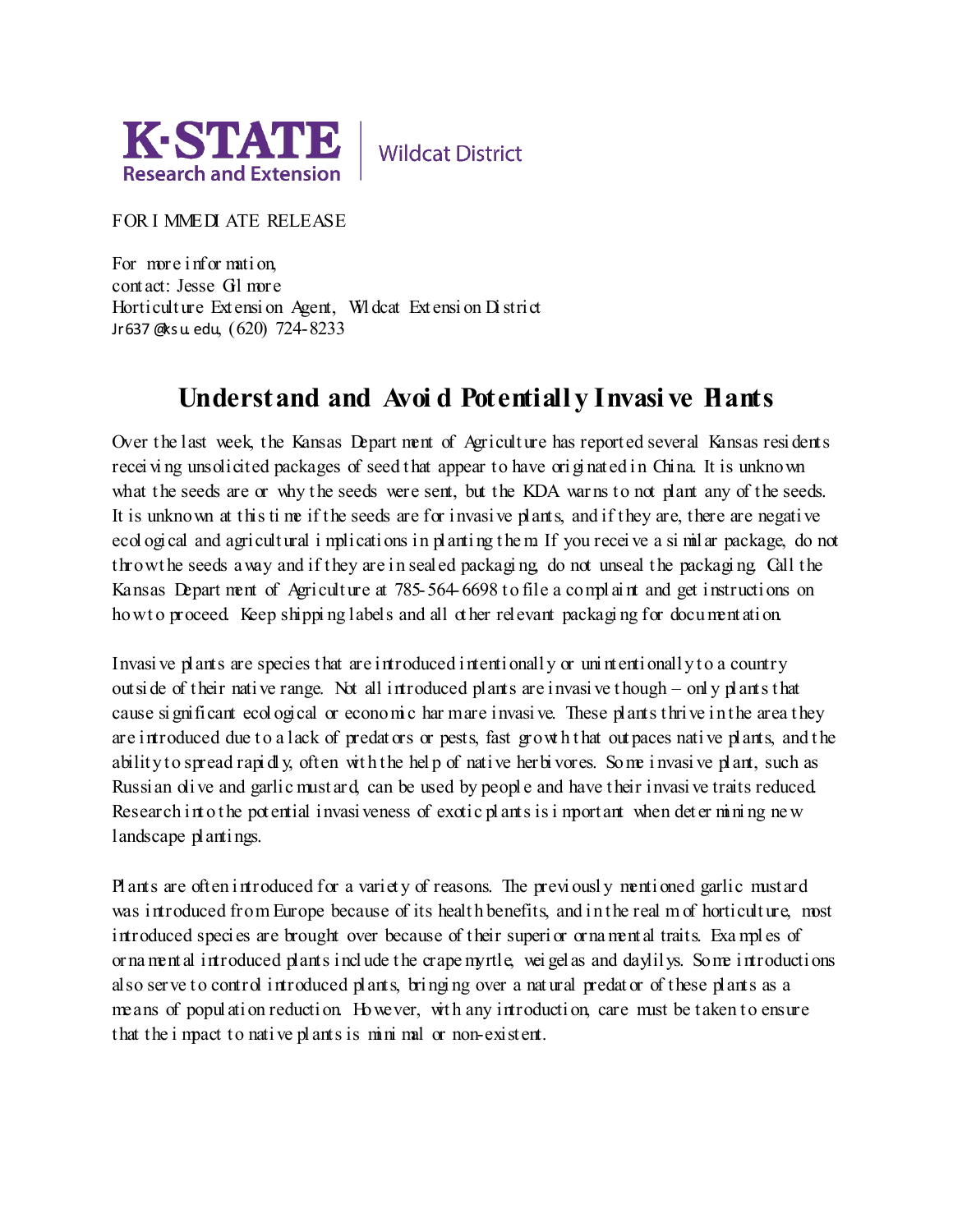K·STATE Research and Extension | Wildcat District

FOR IMMEDIATE RELEASE

For more information,
contact: Jesse Gilmore
Horticulture Extension Agent, Wildcat Extension District
Jr637@ksu.edu, (620) 724-8233

# Understand and Avoid Potentially Invasive Plants

Over the last week, the Kansas Department of Agriculture has reported several Kansas residents receiving unsolicited packages of seed that appear to have originated in China. It is unknown what the seeds are or why the seeds were sent, but the KDA warns to not plant any of the seeds. It is unknown at this time if the seeds are for invasive plants, and if they are, there are negative ecological and agricultural implications in planting them. If you receive a similar package, do not throw the seeds away and if they are in sealed packaging, do not unseal the packaging. Call the Kansas Department of Agriculture at 785-564-6698 to file a complaint and get instructions on how to proceed. Keep shipping labels and all other relevant packaging for documentation.

Invasive plants are species that are introduced intentionally or unintentionally to a country outside of their native range. Not all introduced plants are invasive though – only plants that cause significant ecological or economic harm are invasive. These plants thrive in the area they are introduced due to a lack of predators or pests, fast growth that outpaces native plants, and the ability to spread rapidly, often with the help of native herbivores. Some invasive plant, such as Russian olive and garlic mustard, can be used by people and have their invasive traits reduced. Research into the potential invasiveness of exotic plants is important when determining new landscape plantings.

Plants are often introduced for a variety of reasons. The previously mentioned garlic mustard was introduced from Europe because of its health benefits, and in the realm of horticulture, most introduced species are brought over because of their superior ornamental traits. Examples of ornamental introduced plants include the crape myrtle, weigelas and daylilys. Some introductions also serve to control introduced plants, bringing over a natural predator of these plants as a means of population reduction. However, with any introduction, care must be taken to ensure that the impact to native plants is minimal or non-existent.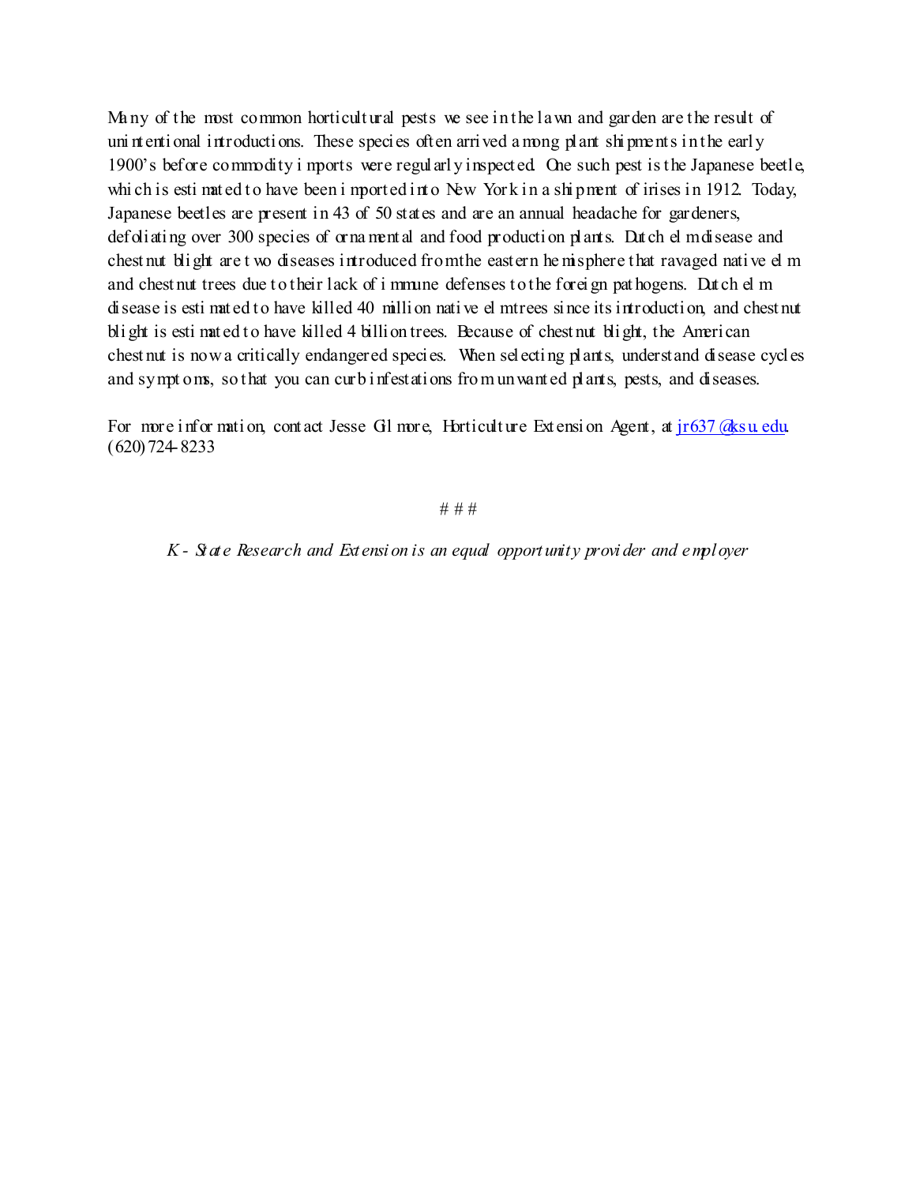Many of the most common horticultural pests we see in the lawn and garden are the result of unintentional introductions. These species often arrived among plant shipments in the early 1900's before commodity imports were regularly inspected. One such pest is the Japanese beetle, which is estimated to have been imported into New York in a shipment of irises in 1912. Today, Japanese beetles are present in 43 of 50 states and are an annual headache for gardeners, defoliating over 300 species of ornamental and food production plants. Dutch elm disease and chestnut blight are two diseases introduced from the eastern hemisphere that ravaged native elm and chestnut trees due to their lack of immune defenses to the foreign pathogens. Dutch elm disease is estimated to have killed 40 million native elm trees since its introduction, and chestnut blight is estimated to have killed 4 billion trees. Because of chestnut blight, the American chestnut is now a critically endangered species. When selecting plants, understand disease cycles and symptoms, so that you can curb infestations from unwanted plants, pests, and diseases.

For more information, contact Jesse Gilmore, Horticulture Extension Agent, at jr637@ksu.edu. (620) 724-8233

# # #

*K-State Research and Extension is an equal opportunity provider and employer*